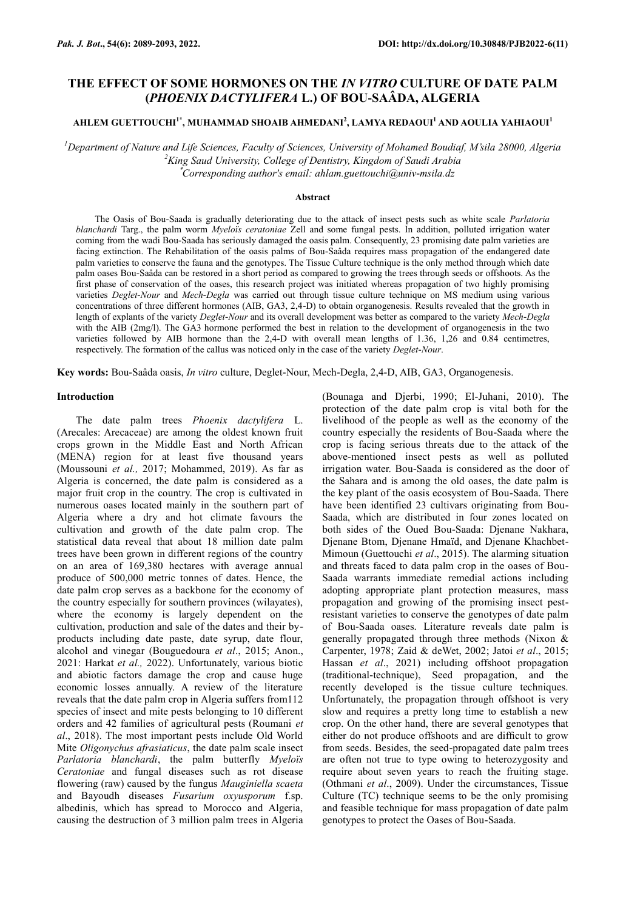# THE EFFECT OF SOME HORMONES ON THE *IN VITRO* CULTURE OF DATE PALM (*PHOENIX DACTYLIFERA* L.) OF BOU-SAÂDA, ALGERIA

**AHLEM GUETTOUCHI[1*], MUHAMMAD SHOAIB AHMEDANI[2], LAMYA REDAOUI[1] AND AOULIA YAHIAOUI[1]**

[1]*Department of Nature and Life Sciences, Faculty of Sciences, University of Mohamed Boudiaf, M'sila 28000, Algeria*
[2]*King Saud University, College of Dentistry, Kingdom of Saudi Arabia*
[*]*Corresponding author's email: ahlam.guettouchi@univ-msila.dz*

## Abstract

The Oasis of Bou-Saada is gradually deteriorating due to the attack of insect pests such as white scale *Parlatoria blanchardi* Targ., the palm worm *Myeloïs ceratoniae* Zell and some fungal pests. In addition, polluted irrigation water coming from the wadi Bou-Saada has seriously damaged the oasis palm. Consequently, 23 promising date palm varieties are facing extinction. The Rehabilitation of the oasis palms of Bou-Saâda requires mass propagation of the endangered date palm varieties to conserve the fauna and the genotypes. The Tissue Culture technique is the only method through which date palm oases Bou-Saâda can be restored in a short period as compared to growing the trees through seeds or offshoots. As the first phase of conservation of the oases, this research project was initiated whereas propagation of two highly promising varieties *Deglet-Nour* and *Mech-Degla* was carried out through tissue culture technique on MS medium using various concentrations of three different hormones (AIB, GA3, 2,4-D) to obtain organogenesis. Results revealed that the growth in length of explants of the variety *Deglet-Nour* and its overall development was better as compared to the variety *Mech-Degla* with the AIB (2mg/l). The GA3 hormone performed the best in relation to the development of organogenesis in the two varieties followed by AIB hormone than the 2,4-D with overall mean lengths of 1.36, 1,26 and 0.84 centimetres, respectively. The formation of the callus was noticed only in the case of the variety *Deglet-Nour*.

**Key words:** Bou-Saâda oasis, *In vitro* culture, Deglet-Nour, Mech-Degla, 2,4-D, AIB, GA3, Organogenesis.

## Introduction

The date palm trees *Phoenix dactylifera* L. (Arecales: Arecaceae) are among the oldest known fruit crops grown in the Middle East and North African (MENA) region for at least five thousand years (Moussouni *et al.,* 2017; Mohammed, 2019). As far as Algeria is concerned, the date palm is considered as a major fruit crop in the country. The crop is cultivated in numerous oases located mainly in the southern part of Algeria where a dry and hot climate favours the cultivation and growth of the date palm crop. The statistical data reveal that about 18 million date palm trees have been grown in different regions of the country on an area of 169,380 hectares with average annual produce of 500,000 metric tonnes of dates. Hence, the date palm crop serves as a backbone for the economy of the country especially for southern provinces (wilayates), where the economy is largely dependent on the cultivation, production and sale of the dates and their by-products including date paste, date syrup, date flour, alcohol and vinegar (Bouguedoura *et al*., 2015; Anon., 2021: Harkat *et al.,* 2022). Unfortunately, various biotic and abiotic factors damage the crop and cause huge economic losses annually. A review of the literature reveals that the date palm crop in Algeria suffers from112 species of insect and mite pests belonging to 10 different orders and 42 families of agricultural pests (Roumani *et al*., 2018). The most important pests include Old World Mite *Oligonychus afrasiaticus*, the date palm scale insect *Parlatoria blanchardi*, the palm butterfly *Myeloïs Ceratoniae* and fungal diseases such as rot disease flowering (raw) caused by the fungus *Mauginiella scaeta* and Bayoudh diseases *Fusarium oxyusporum* f.sp. albedinis, which has spread to Morocco and Algeria, causing the destruction of 3 million palm trees in Algeria (Bounaga and Djerbi, 1990; El-Juhani, 2010). The protection of the date palm crop is vital both for the livelihood of the people as well as the economy of the country especially the residents of Bou-Saada where the crop is facing serious threats due to the attack of the above-mentioned insect pests as well as polluted irrigation water. Bou-Saada is considered as the door of the Sahara and is among the old oases, the date palm is the key plant of the oasis ecosystem of Bou-Saada. There have been identified 23 cultivars originating from Bou-Saada, which are distributed in four zones located on both sides of the Oued Bou-Saada: Djenane Nakhara, Djenane Btom, Djenane Hmaïd, and Djenane Khachbet-Mimoun (Guettouchi *et al*., 2015). The alarming situation and threats faced to data palm crop in the oases of Bou-Saada warrants immediate remedial actions including adopting appropriate plant protection measures, mass propagation and growing of the promising insect pest-resistant varieties to conserve the genotypes of date palm of Bou-Saada oases. Literature reveals date palm is generally propagated through three methods (Nixon & Carpenter, 1978; Zaid & deWet, 2002; Jatoi *et al*., 2015; Hassan *et al*., 2021) including offshoot propagation (traditional-technique), Seed propagation, and the recently developed is the tissue culture techniques. Unfortunately, the propagation through offshoot is very slow and requires a pretty long time to establish a new crop. On the other hand, there are several genotypes that either do not produce offshoots and are difficult to grow from seeds. Besides, the seed-propagated date palm trees are often not true to type owing to heterozygosity and require about seven years to reach the fruiting stage. (Othmani *et al*., 2009). Under the circumstances, Tissue Culture (TC) technique seems to be the only promising and feasible technique for mass propagation of date palm genotypes to protect the Oases of Bou-Saada.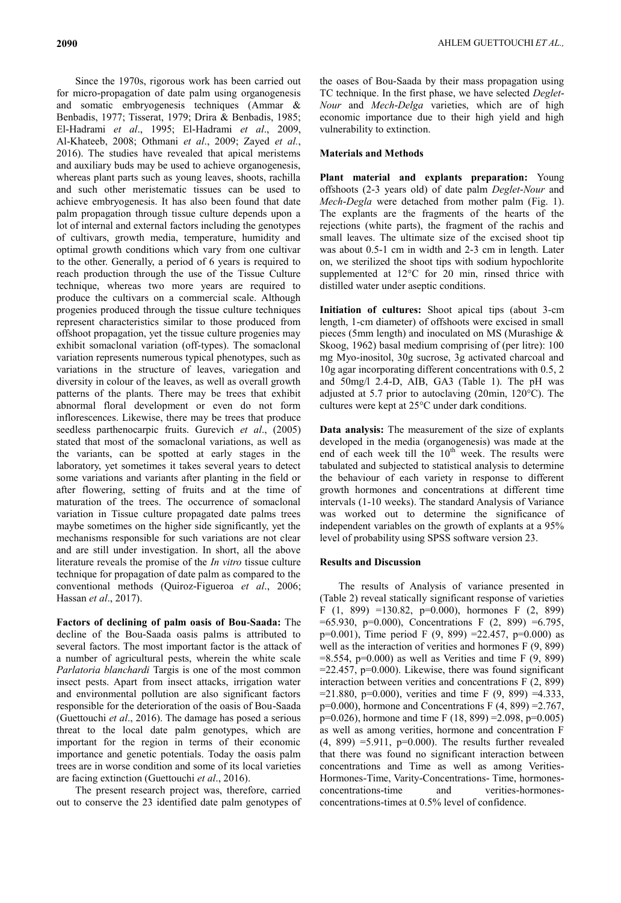Since the 1970s, rigorous work has been carried out for micro-propagation of date palm using organogenesis and somatic embryogenesis techniques (Ammar & Benbadis, 1977; Tisserat, 1979; Drira & Benbadis, 1985; El-Hadrami *et al*., 1995; El-Hadrami *et al*., 2009, Al-Khateeb, 2008; Othmani *et al*., 2009; Zayed *et al.*, 2016). The studies have revealed that apical meristems and auxiliary buds may be used to achieve organogenesis, whereas plant parts such as young leaves, shoots, rachilla and such other meristematic tissues can be used to achieve embryogenesis. It has also been found that date palm propagation through tissue culture depends upon a lot of internal and external factors including the genotypes of cultivars, growth media, temperature, humidity and optimal growth conditions which vary from one cultivar to the other. Generally, a period of 6 years is required to reach production through the use of the Tissue Culture technique, whereas two more years are required to produce the cultivars on a commercial scale. Although progenies produced through the tissue culture techniques represent characteristics similar to those produced from offshoot propagation, yet the tissue culture progenies may exhibit somaclonal variation (off-types). The somaclonal variation represents numerous typical phenotypes, such as variations in the structure of leaves, variegation and diversity in colour of the leaves, as well as overall growth patterns of the plants. There may be trees that exhibit abnormal floral development or even do not form inflorescences. Likewise, there may be trees that produce seedless parthenocarpic fruits. Gurevich *et al*., (2005) stated that most of the somaclonal variations, as well as the variants, can be spotted at early stages in the laboratory, yet sometimes it takes several years to detect some variations and variants after planting in the field or after flowering, setting of fruits and at the time of maturation of the trees. The occurrence of somaclonal variation in Tissue culture propagated date palms trees maybe sometimes on the higher side significantly, yet the mechanisms responsible for such variations are not clear and are still under investigation. In short, all the above literature reveals the promise of the *In vitro* tissue culture technique for propagation of date palm as compared to the conventional methods (Quiroz-Figueroa *et al*., 2006; Hassan *et al*., 2017).

**Factors of declining of palm oasis of Bou-Saada:** The decline of the Bou-Saada oasis palms is attributed to several factors. The most important factor is the attack of a number of agricultural pests, wherein the white scale *Parlatoria blanchardi* Targis is one of the most common insect pests. Apart from insect attacks, irrigation water and environmental pollution are also significant factors responsible for the deterioration of the oasis of Bou-Saada (Guettouchi *et al*., 2016). The damage has posed a serious threat to the local date palm genotypes, which are important for the region in terms of their economic importance and genetic potentials. Today the oasis palm trees are in worse condition and some of its local varieties are facing extinction (Guettouchi *et al*., 2016).

The present research project was, therefore, carried out to conserve the 23 identified date palm genotypes of the oases of Bou-Saada by their mass propagation using TC technique. In the first phase, we have selected *Deglet-Nour* and *Mech-Delga* varieties, which are of high economic importance due to their high yield and high vulnerability to extinction.

## Materials and Methods

**Plant material and explants preparation:** Young offshoots (2-3 years old) of date palm *Deglet-Nour* and *Mech-Degla* were detached from mother palm (Fig. 1). The explants are the fragments of the hearts of the rejections (white parts), the fragment of the rachis and small leaves. The ultimate size of the excised shoot tip was about 0.5-1 cm in width and 2-3 cm in length. Later on, we sterilized the shoot tips with sodium hypochlorite supplemented at 12°C for 20 min, rinsed thrice with distilled water under aseptic conditions.

**Initiation of cultures:** Shoot apical tips (about 3-cm length, 1-cm diameter) of offshoots were excised in small pieces (5mm length) and inoculated on MS (Murashige & Skoog, 1962) basal medium comprising of (per litre): 100 mg Myo-inositol, 30g sucrose, 3g activated charcoal and 10g agar incorporating different concentrations with 0.5, 2 and 50mg/l 2.4-D, AIB, GA3 (Table 1). The pH was adjusted at 5.7 prior to autoclaving (20min, 120°C). The cultures were kept at 25°C under dark conditions.

**Data analysis:** The measurement of the size of explants developed in the media (organogenesis) was made at the end of each week till the 10[th] week. The results were tabulated and subjected to statistical analysis to determine the behaviour of each variety in response to different growth hormones and concentrations at different time intervals (1-10 weeks). The standard Analysis of Variance was worked out to determine the significance of independent variables on the growth of explants at a 95% level of probability using SPSS software version 23.

## Results and Discussion

The results of Analysis of variance presented in (Table 2) reveal statically significant response of varieties F (1, 899) =130.82, p=0.000), hormones F (2, 899) =65.930, p=0.000), Concentrations F (2, 899) =6.795, p=0.001), Time period F (9, 899) =22.457, p=0.000) as well as the interaction of verities and hormones F (9, 899) =8.554, p=0.000) as well as Verities and time F (9, 899) =22.457, p=0.000). Likewise, there was found significant interaction between verities and concentrations F (2, 899) =21.880, p=0.000), verities and time F (9, 899) =4.333, p=0.000), hormone and Concentrations F (4, 899) =2.767, p=0.026), hormone and time F (18, 899) =2.098, p=0.005) as well as among verities, hormone and concentration F (4, 899) =5.911, p=0.000). The results further revealed that there was found no significant interaction between concentrations and Time as well as among Verities-Hormones-Time, Varity-Concentrations- Time, hormones-concentrations-time and verities-hormones-concentrations-times at 0.5% level of confidence.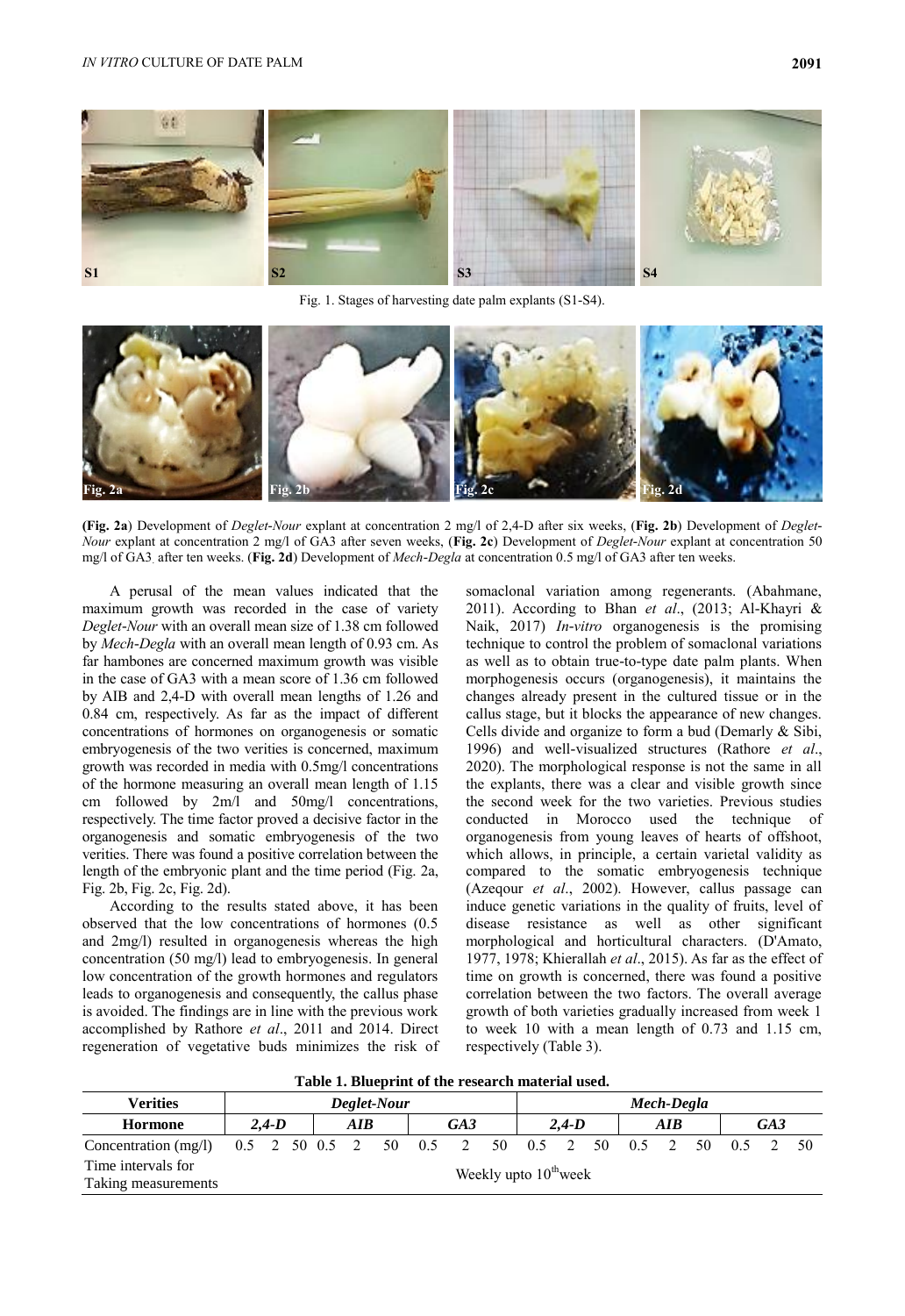Fig. 1. Stages of harvesting date palm explants (S1-S4).

(**Fig. 2a**) Development of *Deglet-Nour* explant at concentration 2 mg/l of 2,4-D after six weeks, (**Fig. 2b**) Development of *Deglet-Nour* explant at concentration 2 mg/l of GA3 after seven weeks, (**Fig. 2c**) Development of *Deglet-Nour* explant at concentration 50 mg/l of GA3 after ten weeks. (**Fig. 2d**) Development of *Mech-Degla* at concentration 0.5 mg/l of GA3 after ten weeks.

A perusal of the mean values indicated that the maximum growth was recorded in the case of variety *Deglet-Nour* with an overall mean size of 1.38 cm followed by *Mech-Degla* with an overall mean length of 0.93 cm. As far hambones are concerned maximum growth was visible in the case of GA3 with a mean score of 1.36 cm followed by AIB and 2,4-D with overall mean lengths of 1.26 and 0.84 cm, respectively. As far as the impact of different concentrations of hormones on organogenesis or somatic embryogenesis of the two verities is concerned, maximum growth was recorded in media with 0.5mg/l concentrations of the hormone measuring an overall mean length of 1.15 cm followed by 2m/l and 50mg/l concentrations, respectively. The time factor proved a decisive factor in the organogenesis and somatic embryogenesis of the two verities. There was found a positive correlation between the length of the embryonic plant and the time period (Fig. 2a, Fig. 2b, Fig. 2c, Fig. 2d).

According to the results stated above, it has been observed that the low concentrations of hormones (0.5 and 2mg/l) resulted in organogenesis whereas the high concentration (50 mg/l) lead to embryogenesis. In general low concentration of the growth hormones and regulators leads to organogenesis and consequently, the callus phase is avoided. The findings are in line with the previous work accomplished by Rathore *et al*., 2011 and 2014. Direct regeneration of vegetative buds minimizes the risk of somaclonal variation among regenerants. (Abahmane, 2011). According to Bhan *et al*., (2013; Al-Khayri & Naik, 2017) *In-vitro* organogenesis is the promising technique to control the problem of somaclonal variations as well as to obtain true-to-type date palm plants. When morphogenesis occurs (organogenesis), it maintains the changes already present in the cultured tissue or in the callus stage, but it blocks the appearance of new changes. Cells divide and organize to form a bud (Demarly & Sibi, 1996) and well-visualized structures (Rathore *et al*., 2020). The morphological response is not the same in all the explants, there was a clear and visible growth since the second week for the two varieties. Previous studies conducted in Morocco used the technique of organogenesis from young leaves of hearts of offshoot, which allows, in principle, a certain varietal validity as compared to the somatic embryogenesis technique (Azeqour *et al*., 2002). However, callus passage can induce genetic variations in the quality of fruits, level of disease resistance as well as other significant morphological and horticultural characters. (D'Amato, 1977, 1978; Khierallah *et al*., 2015). As far as the effect of time on growth is concerned, there was found a positive correlation between the two factors. The overall average growth of both varieties gradually increased from week 1 to week 10 with a mean length of 0.73 and 1.15 cm, respectively (Table 3).

**Table 1. Blueprint of the research material used.**

| **Verities** | ***Deglet-Nour*** | | | | | | | | | ***Mech-Degla*** | | | | | | | | |
|---|---|---|---|---|---|---|---|---|---|---|---|---|---|---|---|---|---|---|
| **Hormone** | ***2,4-D*** | | | ***AIB*** | | | ***GA3*** | | | ***2,4-D*** | | | ***AIB*** | | | ***GA3*** | | |
| Concentration (mg/l) | 0.5 | 2 | 50 | 0.5 | 2 | 50 | 0.5 | 2 | 50 | 0.5 | 2 | 50 | 0.5 | 2 | 50 | 0.5 | 2 | 50 |
| Time intervals for Taking measurements | Weekly upto 10$^{th}$week | | | | | | | | | | | | | | | | | |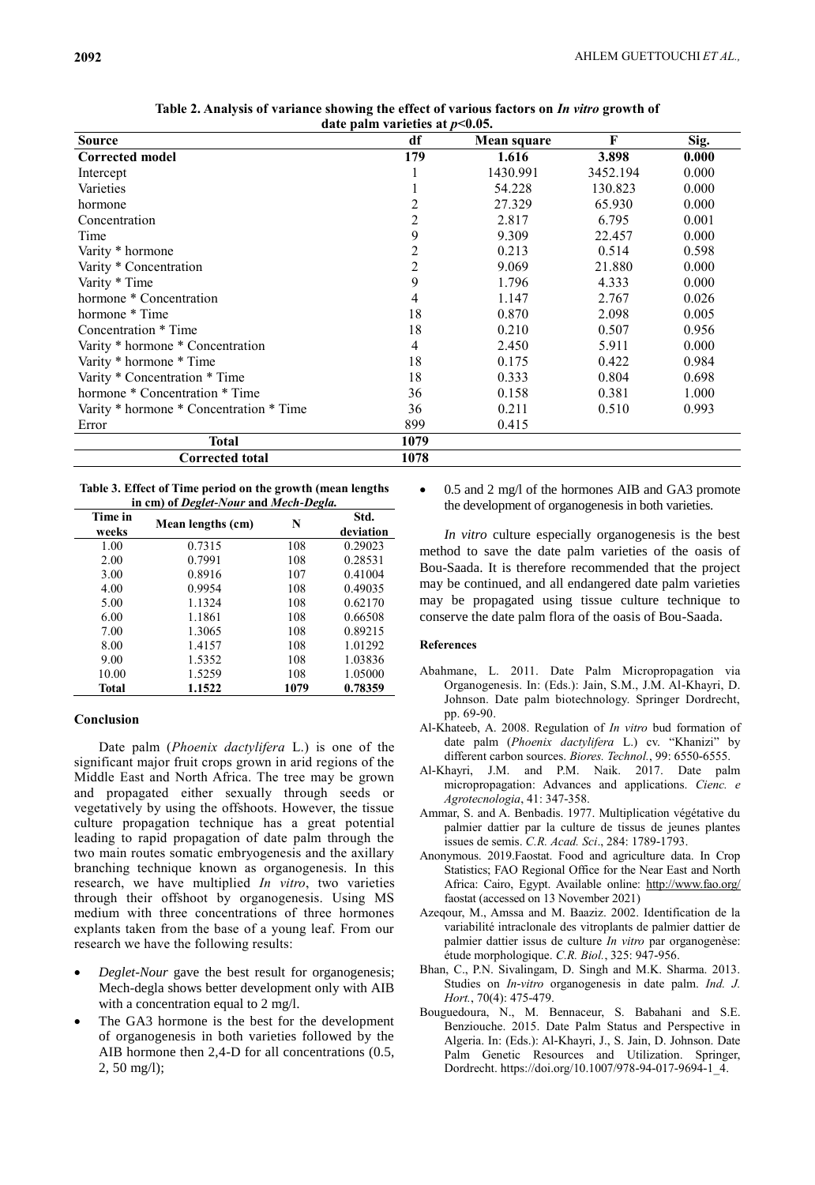**Table 2. Analysis of variance showing the effect of various factors on *In vitro* growth of date palm varieties at $p<0.05$.**

| Source | df | Mean square | F | Sig. |
|---|---|---|---|---|
| **Corrected model** | **179** | **1.616** | **3.898** | **0.000** |
| Intercept | 1 | 1430.991 | 3452.194 | 0.000 |
| Varieties | 1 | 54.228 | 130.823 | 0.000 |
| hormone | 2 | 27.329 | 65.930 | 0.000 |
| Concentration | 2 | 2.817 | 6.795 | 0.001 |
| Time | 9 | 9.309 | 22.457 | 0.000 |
| Varity * hormone | 2 | 0.213 | 0.514 | 0.598 |
| Varity * Concentration | 2 | 9.069 | 21.880 | 0.000 |
| Varity * Time | 9 | 1.796 | 4.333 | 0.000 |
| hormone * Concentration | 4 | 1.147 | 2.767 | 0.026 |
| hormone * Time | 18 | 0.870 | 2.098 | 0.005 |
| Concentration * Time | 18 | 0.210 | 0.507 | 0.956 |
| Varity * hormone * Concentration | 4 | 2.450 | 5.911 | 0.000 |
| Varity * hormone * Time | 18 | 0.175 | 0.422 | 0.984 |
| Varity * Concentration * Time | 18 | 0.333 | 0.804 | 0.698 |
| hormone * Concentration * Time | 36 | 0.158 | 0.381 | 1.000 |
| Varity * hormone * Concentration * Time | 36 | 0.211 | 0.510 | 0.993 |
| Error | 899 | 0.415 | | |
| **Total** | **1079** | | | |
| **Corrected total** | **1078** | | | |

**Table 3. Effect of Time period on the growth (mean lengths in cm) of *Deglet-Nour* and *Mech-Degla.***

| Time in weeks | Mean lengths (cm) | N | Std. deviation |
|---|---|---|---|
| 1.00 | 0.7315 | 108 | 0.29023 |
| 2.00 | 0.7991 | 108 | 0.28531 |
| 3.00 | 0.8916 | 107 | 0.41004 |
| 4.00 | 0.9954 | 108 | 0.49035 |
| 5.00 | 1.1324 | 108 | 0.62170 |
| 6.00 | 1.1861 | 108 | 0.66508 |
| 7.00 | 1.3065 | 108 | 0.89215 |
| 8.00 | 1.4157 | 108 | 1.01292 |
| 9.00 | 1.5352 | 108 | 1.03836 |
| 10.00 | 1.5259 | 108 | 1.05000 |
| **Total** | **1.1522** | **1079** | **0.78359** |

## Conclusion

Date palm (*Phoenix dactylifera* L.) is one of the significant major fruit crops grown in arid regions of the Middle East and North Africa. The tree may be grown and propagated either sexually through seeds or vegetatively by using the offshoots. However, the tissue culture propagation technique has a great potential leading to rapid propagation of date palm through the two main routes somatic embryogenesis and the axillary branching technique known as organogenesis. In this research, we have multiplied *In vitro*, two varieties through their offshoot by organogenesis. Using MS medium with three concentrations of three hormones explants taken from the base of a young leaf. From our research we have the following results:

- *Deglet-Nour* gave the best result for organogenesis; Mech-degla shows better development only with AIB with a concentration equal to 2 mg/l.
- The GA3 hormone is the best for the development of organogenesis in both varieties followed by the AIB hormone then 2,4-D for all concentrations (0.5, 2, 50 mg/l);
- 0.5 and 2 mg/l of the hormones AIB and GA3 promote the development of organogenesis in both varieties.

*In vitro* culture especially organogenesis is the best method to save the date palm varieties of the oasis of Bou-Saada. It is therefore recommended that the project may be continued, and all endangered date palm varieties may be propagated using tissue culture technique to conserve the date palm flora of the oasis of Bou-Saada.

### References

Abahmane, L. 2011. Date Palm Micropropagation via Organogenesis. In: (Eds.): Jain, S.M., J.M. Al-Khayri, D. Johnson. Date palm biotechnology. Springer Dordrecht, pp. 69-90.

Al-Khateeb, A. 2008. Regulation of *In vitro* bud formation of date palm (*Phoenix dactylifera* L.) cv. "Khanizi" by different carbon sources. *Biores. Technol.*, 99: 6550-6555.

Al-Khayri, J.M. and P.M. Naik. 2017. Date palm micropropagation: Advances and applications. *Cienc. e Agrotecnologia*, 41: 347-358.

Ammar, S. and A. Benbadis. 1977. Multiplication végétative du palmier dattier par la culture de tissus de jeunes plantes issues de semis. *C.R. Acad. Sci*., 284: 1789-1793.

Anonymous. 2019.Faostat. Food and agriculture data. In Crop Statistics; FAO Regional Office for the Near East and North Africa: Cairo, Egypt. Available online: http://www.fao.org/faostat (accessed on 13 November 2021)

Azeqour, M., Amssa and M. Baaziz. 2002. Identification de la variabilité intraclonale des vitroplants de palmier dattier de palmier dattier issus de culture *In vitro* par organogenèse: étude morphologique. *C.R. Biol.*, 325: 947-956.

Bhan, C., P.N. Sivalingam, D. Singh and M.K. Sharma. 2013. Studies on *In-vitro* organogenesis in date palm. *Ind. J. Hort.*, 70(4): 475-479.

Bouguedoura, N., M. Bennaceur, S. Babahani and S.E. Benziouche. 2015. Date Palm Status and Perspective in Algeria. In: (Eds.): Al-Khayri, J., S. Jain, D. Johnson. Date Palm Genetic Resources and Utilization. Springer, Dordrecht. https://doi.org/10.1007/978-94-017-9694-1_4.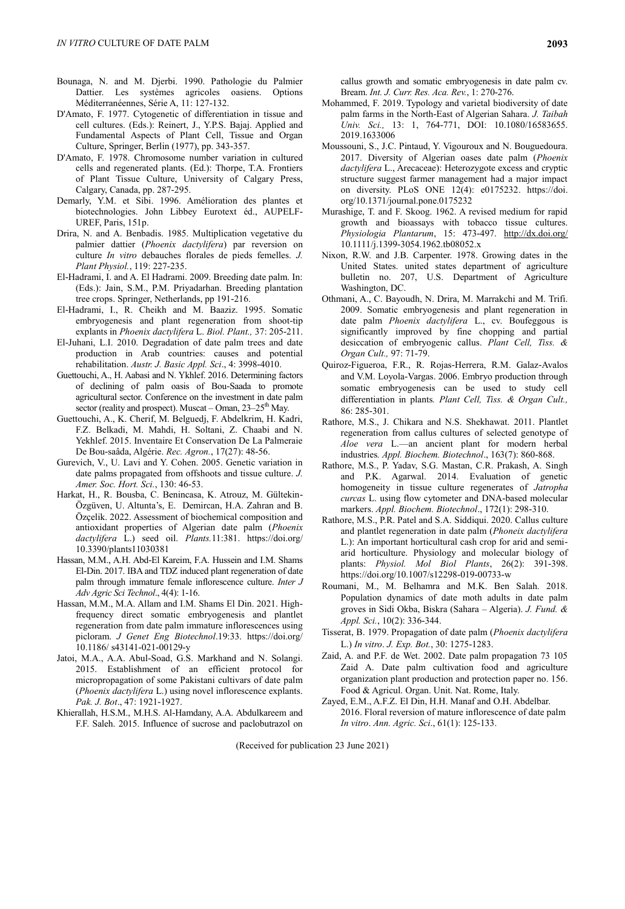Bounaga, N. and M. Djerbi. 1990. Pathologie du Palmier Dattier. Les systèmes agricoles oasiens. Options Méditerranéennes, Série A, 11: 127-132.

D'Amato, F. 1977. Cytogenetic of differentiation in tissue and cell cultures. (Eds.): Reinert, J., Y.P.S. Bajaj. Applied and Fundamental Aspects of Plant Cell, Tissue and Organ Culture, Springer, Berlin (1977), pp. 343-357.

D'Amato, F. 1978. Chromosome number variation in cultured cells and regenerated plants. (Ed.): Thorpe, T.A. Frontiers of Plant Tissue Culture, University of Calgary Press, Calgary, Canada, pp. 287-295.

Demarly, Y.M. et Sibi. 1996. Amélioration des plantes et biotechnologies. John Libbey Eurotext éd., AUPELF-UREF, Paris, 151p.

Drira, N. and A. Benbadis. 1985. Multiplication vegetative du palmier dattier (*Phoenix dactylifera*) par reversion on culture *In vitro* debauches florales de pieds femelles. *J. Plant Physiol.*, 119: 227-235.

El-Hadrami, I. and A. El Hadrami. 2009. Breeding date palm. In: (Eds.): Jain, S.M., P.M. Priyadarhan. Breeding plantation tree crops. Springer, Netherlands, pp 191-216.

El-Hadrami, I., R. Cheikh and M. Baaziz. 1995. Somatic embryogenesis and plant regeneration from shoot-tip explants in *Phoenix dactylifera* L. *Biol. Plant.,* 37: 205-211.

El-Juhani, L.I. 2010. Degradation of date palm trees and date production in Arab countries: causes and potential rehabilitation. *Austr. J. Basic Appl. Sci*., 4: 3998-4010.

Guettouchi, A., H. Aabasi and N. Ykhlef. 2016. Determining factors of declining of palm oasis of Bou-Saada to promote agricultural sector. Conference on the investment in date palm sector (reality and prospect). Muscat – Oman, 23–25th May.

Guettouchi, A., K. Cherif, M. Belguedj, F. Abdelkrim, H. Kadri, F.Z. Belkadi, M. Mahdi, H. Soltani, Z. Chaabi and N. Yekhlef. 2015. Inventaire Et Conservation De La Palmeraie De Bou-saâda, Algérie. *Rec. Agron.*, 17(27): 48-56.

Gurevich, V., U. Lavi and Y. Cohen. 2005. Genetic variation in date palms propagated from offshoots and tissue culture. *J. Amer. Soc. Hort. Sci.*, 130: 46-53.

Harkat, H., R. Bousba, C. Benincasa, K. Atrouz, M. Gültekin-Özgüven, U. Altunta's, E. Demircan, H.A. Zahran and B. Özçelik. 2022. Assessment of biochemical composition and antioxidant properties of Algerian date palm (*Phoenix dactylifera* L.) seed oil. *Plants.*11:381. https://doi.org/ 10.3390/plants11030381

Hassan, M.M., A.H. Abd-El Kareim, F.A. Hussein and I.M. Shams El-Din. 2017. IBA and TDZ induced plant regeneration of date palm through immature female inflorescence culture. *Inter J Adv Agric Sci Technol*., 4(4): 1-16.

Hassan, M.M., M.A. Allam and I.M. Shams El Din. 2021. High-frequency direct somatic embryogenesis and plantlet regeneration from date palm immature inflorescences using picloram. *J Genet Eng Biotechnol*.19:33. https://doi.org/ 10.1186/ s43141-021-00129-y

Jatoi, M.A., A.A. Abul-Soad, G.S. Markhand and N. Solangi. 2015. Establishment of an efficient protocol for micropropagation of some Pakistani cultivars of date palm (*Phoenix dactylifera* L.) using novel inflorescence explants. *Pak. J. Bot*., 47: 1921-1927.

Khierallah, H.S.M., M.H.S. Al-Hamdany, A.A. Abdulkareem and F.F. Saleh. 2015. Influence of sucrose and paclobutrazol on callus growth and somatic embryogenesis in date palm cv. Bream. *Int. J. Curr. Res. Aca. Rev.*, 1: 270-276.

Mohammed, F. 2019. Typology and varietal biodiversity of date palm farms in the North-East of Algerian Sahara. *J. Taibah Univ. Sci.,* 13: 1, 764-771, DOI: 10.1080/16583655. 2019.1633006

Moussouni, S., J.C. Pintaud, Y. Vigouroux and N. Bouguedoura. 2017. Diversity of Algerian oases date palm (*Phoenix dactylifera* L., Arecaceae): Heterozygote excess and cryptic structure suggest farmer management had a major impact on diversity. PLoS ONE 12(4): e0175232. https://doi. org/10.1371/journal.pone.0175232

Murashige, T. and F. Skoog. 1962. A revised medium for rapid growth and bioassays with tobacco tissue cultures. *Physiologia Plantarum*, 15: 473-497. http://dx.doi.org/ 10.1111/j.1399-3054.1962.tb08052.x

Nixon, R.W. and J.B. Carpenter. 1978. Growing dates in the United States. united states department of agriculture bulletin no. 207, U.S. Department of Agriculture Washington, DC.

Othmani, A., C. Bayoudh, N. Drira, M. Marrakchi and M. Trifi. 2009. Somatic embryogenesis and plant regeneration in date palm *Phoenix dactylifera* L., cv. Boufeggous is significantly improved by fine chopping and partial desiccation of embryogenic callus. *Plant Cell, Tiss. & Organ Cult.,* 97: 71-79.

Quiroz-Figueroa, F.R., R. Rojas-Herrera, R.M. Galaz-Avalos and V.M. Loyola-Vargas. 2006. Embryo production through somatic embryogenesis can be used to study cell differentiation in plants*. Plant Cell, Tiss. & Organ Cult.,* 86: 285-301.

Rathore, M.S., J. Chikara and N.S. Shekhawat. 2011. Plantlet regeneration from callus cultures of selected genotype of *Aloe vera* L.—an ancient plant for modern herbal industries*. Appl. Biochem. Biotechnol*., 163(7): 860-868.

Rathore, M.S., P. Yadav, S.G. Mastan, C.R. Prakash, A. Singh and P.K. Agarwal. 2014. Evaluation of genetic homogeneity in tissue culture regenerates of *Jatropha curcas* L. using flow cytometer and DNA-based molecular markers. *Appl. Biochem. Biotechnol*., 172(1): 298-310.

Rathore, M.S., P.R. Patel and S.A. Siddiqui. 2020. Callus culture and plantlet regeneration in date palm (*Phoneix dactylifera* L.): An important horticultural cash crop for arid and semi-arid horticulture. Physiology and molecular biology of plants: *Physiol. Mol Biol Plants*, 26(2): 391-398. https://doi.org/10.1007/s12298-019-00733-w

Roumani, M., M. Belhamra and M.K. Ben Salah. 2018. Population dynamics of date moth adults in date palm groves in Sidi Okba, Biskra (Sahara – Algeria). *J. Fund. & Appl. Sci.*, 10(2): 336-344.

Tisserat, B. 1979. Propagation of date palm (*Phoenix dactylifera* L.) *In vitro*. *J. Exp. Bot.*, 30: 1275-1283.

Zaid, A. and P.F. de Wet. 2002. Date palm propagation 73 105 Zaid A. Date palm cultivation food and agriculture organization plant production and protection paper no. 156. Food & Agricul. Organ. Unit. Nat. Rome, Italy.

Zayed, E.M., A.F.Z. El Din, H.H. Manaf and O.H. Abdelbar. 2016. Floral reversion of mature inflorescence of date palm *In vitro*. *Ann. Agric. Sci*., 61(1): 125-133.

(Received for publication 23 June 2021)